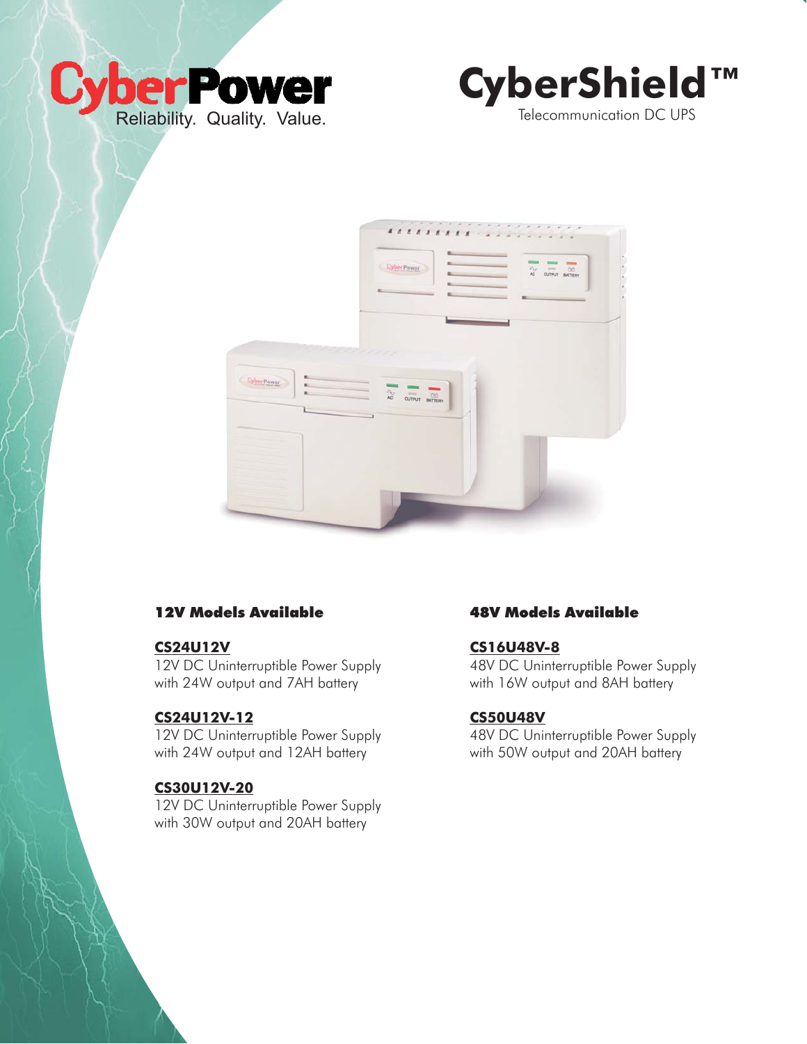CyberPower

Reliability. Quality. Value.

# CyberShield™

Telecommunication DC UPS

### 12V Models Available

**CS24U12V**
12V DC Uninterruptible Power Supply with 24W output and 7AH battery

**CS24U12V-12**
12V DC Uninterruptible Power Supply with 24W output and 12AH battery

**CS30U12V-20**
12V DC Uninterruptible Power Supply with 30W output and 20AH battery

### 48V Models Available

**CS16U48V-8**
48V DC Uninterruptible Power Supply with 16W output and 8AH battery

**CS50U48V**
48V DC Uninterruptible Power Supply with 50W output and 20AH battery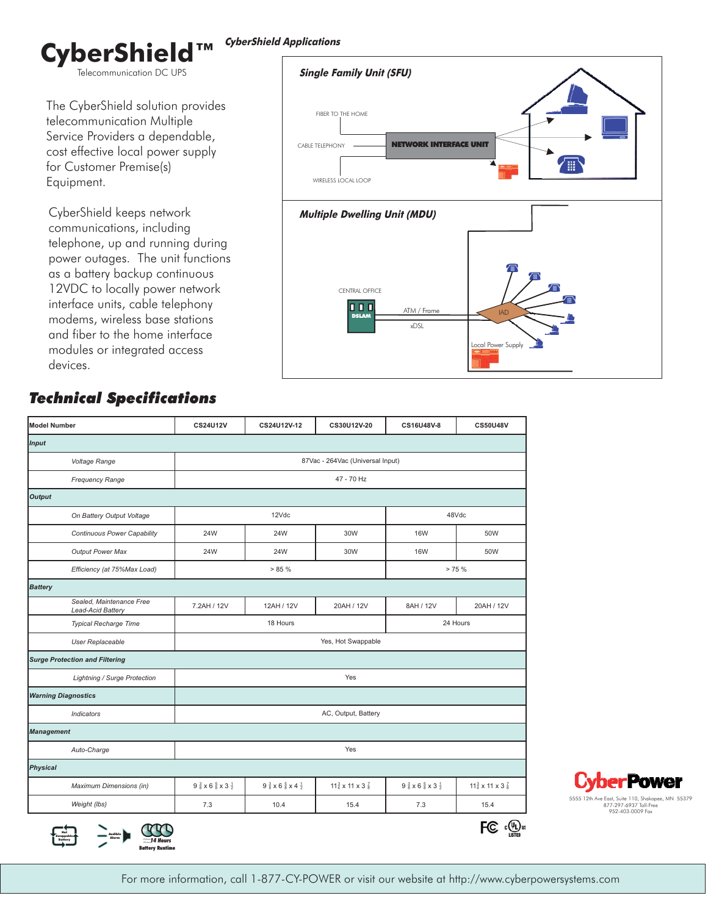# CyberShield™

Telecommunication DC UPS

The CyberShield solution provides telecommunication Multiple Service Providers a dependable, cost effective local power supply for Customer Premise(s) Equipment.

CyberShield keeps network communications, including telephone, up and running during power outages. The unit functions as a battery backup continuous 12VDC to locally power network interface units, cable telephony modems, wireless base stations and fiber to the home interface modules or integrated access devices.

***CyberShield Applications***

***Single Family Unit (SFU)***

FIBER TO THE HOME

CABLE TELEPHONY

WIRELESS LOCAL LOOP

NETWORK INTERFACE UNIT

***Multiple Dwelling Unit (MDU)***

CENTRAL OFFICE

DSLAM

ATM / Frame

xDSL

IAD

Local Power Supply

## Technical Specifications

| Model Number | CS24U12V | CS24U12V-12 | CS30U12V-20 | CS16U48V-8 | CS50U48V |
|---|---|---|---|---|---|
| ***Input*** | | | | | |
| *Voltage Range* | 87Vac - 264Vac (Universal Input) | | | | |
| *Frequency Range* | 47 - 70 Hz | | | | |
| ***Output*** | | | | | |
| *On Battery Output Voltage* | 12Vdc | | | 48Vdc | |
| *Continuous Power Capability* | 24W | 24W | 30W | 16W | 50W |
| *Output Power Max* | 24W | 24W | 30W | 16W | 50W |
| *Efficiency (at 75%Max Load)* | > 85 % | | | > 75 % | |
| ***Battery*** | | | | | |
| *Sealed, Maintenance Free Lead-Acid Battery* | 7.2AH / 12V | 12AH / 12V | 20AH / 12V | 8AH / 12V | 20AH / 12V |
| *Typical Recharge Time* | 18 Hours | | | 24 Hours | |
| *User Replaceable* | Yes, Hot Swappable | | | | |
| ***Surge Protection and Filtering*** | | | | | |
| *Lightning / Surge Protection* | Yes | | | | |
| ***Warning Diagnostics*** | | | | | |
| *Indicators* | AC, Output, Battery | | | | |
| ***Management*** | | | | | |
| *Auto-Charge* | Yes | | | | |
| ***Physical*** | | | | | |
| *Maximum Dimensions (in)* | 9 3/8 x 6 5/8 x 3 1/2 | 9 3/8 x 6 5/8 x 4 1/2 | 11 3/4 x 11 x 3 7/8 | 9 3/8 x 6 5/8 x 3 1/2 | 11 3/4 x 11 x 3 7/8 |
| *Weight (lbs)* | 7.3 | 10.4 | 15.4 | 7.3 | 15.4 |

Hot Swappable Battery

Audible Alarm

14 Hours Battery Runtime

CyberPower

5555 12th Ave East, Suite 110, Shakopee, MN 55379
877-297-6937 Toll-Free
952-403-0009 Fax

For more information, call 1-877-CY-POWER or visit our website at http://www.cyberpowersystems.com